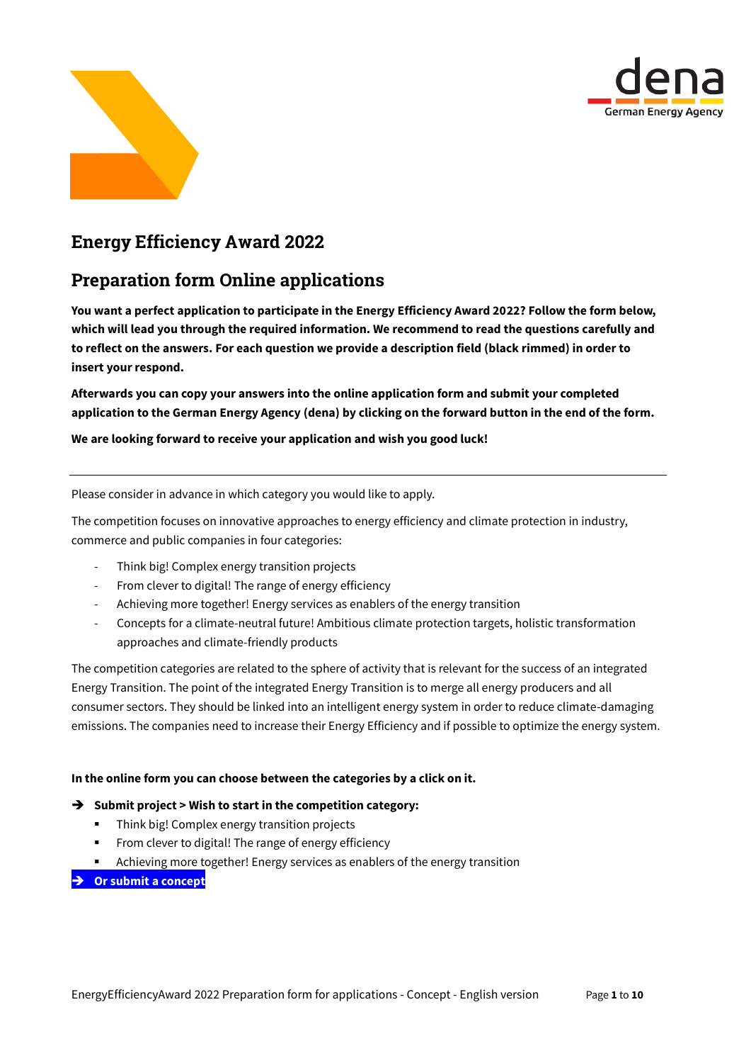# Energy Efficiency Award 2022

## Preparation form Online applications

**You want a perfect application to participate in the Energy Efficiency Award 2022? Follow the form below, which will lead you through the required information. We recommend to read the questions carefully and to reflect on the answers. For each question we provide a description field (black rimmed) in order to insert your respond.**

**Afterwards you can copy your answers into the online application form and submit your completed application to the German Energy Agency (dena) by clicking on the forward button in the end of the form.**

**We are looking forward to receive your application and wish you good luck!**

---

Please consider in advance in which category you would like to apply.

The competition focuses on innovative approaches to energy efficiency and climate protection in industry, commerce and public companies in four categories:

- Think big! Complex energy transition projects
- From clever to digital! The range of energy efficiency
- Achieving more together! Energy services as enablers of the energy transition
- Concepts for a climate-neutral future! Ambitious climate protection targets, holistic transformation approaches and climate-friendly products

The competition categories are related to the sphere of activity that is relevant for the success of an integrated Energy Transition. The point of the integrated Energy Transition is to merge all energy producers and all consumer sectors. They should be linked into an intelligent energy system in order to reduce climate-damaging emissions. The companies need to increase their Energy Efficiency and if possible to optimize the energy system.

**In the online form you can choose between the categories by a click on it.**

➔ **Submit project > Wish to start in the competition category:**

- Think big! Complex energy transition projects
- From clever to digital! The range of energy efficiency
- Achieving more together! Energy services as enablers of the energy transition

➔ **Or submit a concept**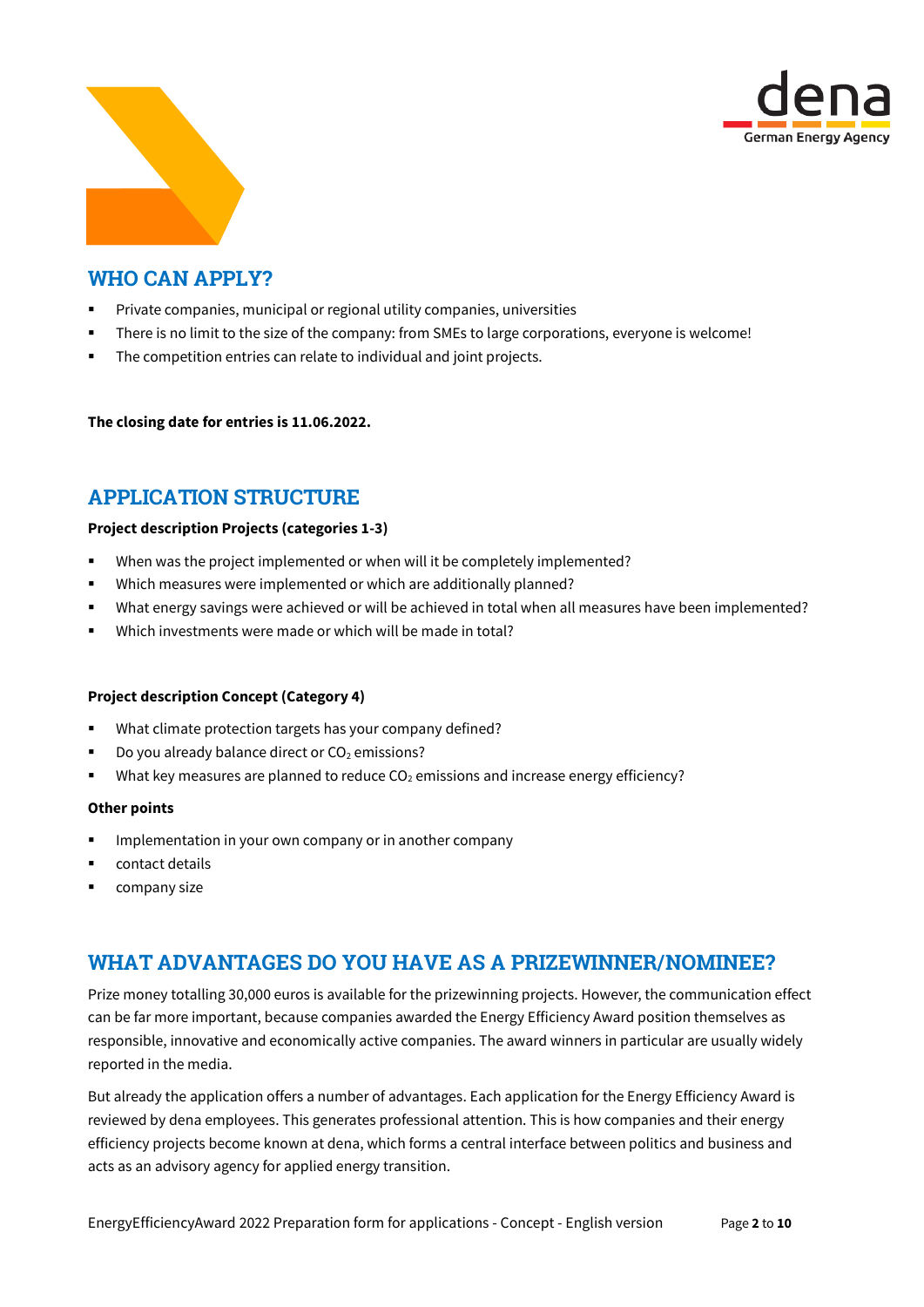## WHO CAN APPLY?

- Private companies, municipal or regional utility companies, universities
- There is no limit to the size of the company: from SMEs to large corporations, everyone is welcome!
- The competition entries can relate to individual and joint projects.

**The closing date for entries is 11.06.2022.**

## APPLICATION STRUCTURE

**Project description Projects (categories 1-3)**

- When was the project implemented or when will it be completely implemented?
- Which measures were implemented or which are additionally planned?
- What energy savings were achieved or will be achieved in total when all measures have been implemented?
- Which investments were made or which will be made in total?

**Project description Concept (Category 4)**

- What climate protection targets has your company defined?
- Do you already balance direct or $CO_2$ emissions?
- What key measures are planned to reduce $CO_2$ emissions and increase energy efficiency?

**Other points**

- Implementation in your own company or in another company
- contact details
- company size

## WHAT ADVANTAGES DO YOU HAVE AS A PRIZEWINNER/NOMINEE?

Prize money totalling 30,000 euros is available for the prizewinning projects. However, the communication effect can be far more important, because companies awarded the Energy Efficiency Award position themselves as responsible, innovative and economically active companies. The award winners in particular are usually widely reported in the media.

But already the application offers a number of advantages. Each application for the Energy Efficiency Award is reviewed by dena employees. This generates professional attention. This is how companies and their energy efficiency projects become known at dena, which forms a central interface between politics and business and acts as an advisory agency for applied energy transition.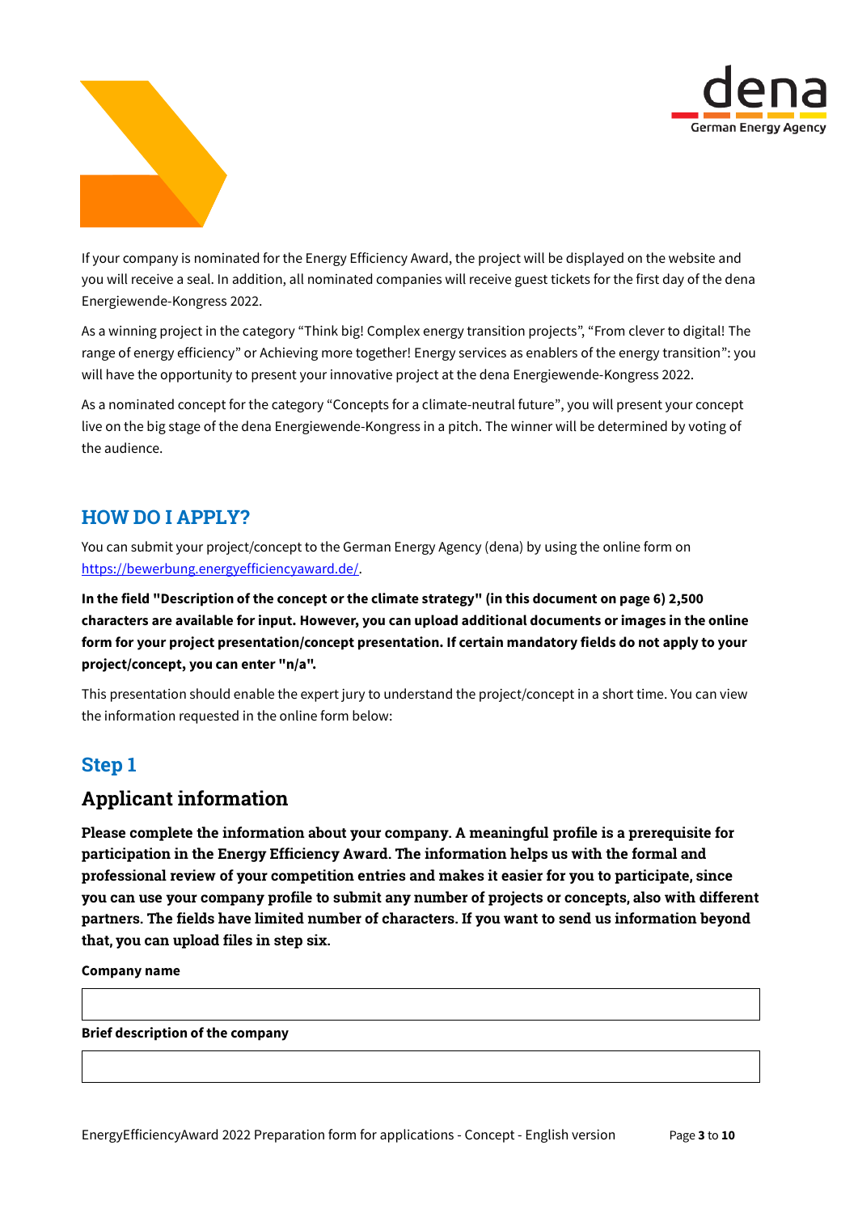If your company is nominated for the Energy Efficiency Award, the project will be displayed on the website and you will receive a seal. In addition, all nominated companies will receive guest tickets for the first day of the dena Energiewende-Kongress 2022.

As a winning project in the category “Think big! Complex energy transition projects”, “From clever to digital! The range of energy efficiency” or Achieving more together! Energy services as enablers of the energy transition”: you will have the opportunity to present your innovative project at the dena Energiewende-Kongress 2022.

As a nominated concept for the category “Concepts for a climate-neutral future”, you will present your concept live on the big stage of the dena Energiewende-Kongress in a pitch. The winner will be determined by voting of the audience.

## HOW DO I APPLY?

You can submit your project/concept to the German Energy Agency (dena) by using the online form on https://bewerbung.energyefficiencyaward.de/.

**In the field "Description of the concept or the climate strategy" (in this document on page 6) 2,500 characters are available for input. However, you can upload additional documents or images in the online form for your project presentation/concept presentation. If certain mandatory fields do not apply to your project/concept, you can enter "n/a".**

This presentation should enable the expert jury to understand the project/concept in a short time. You can view the information requested in the online form below:

## Step 1

### Applicant information

**Please complete the information about your company. A meaningful profile is a prerequisite for participation in the Energy Efficiency Award. The information helps us with the formal and professional review of your competition entries and makes it easier for you to participate, since you can use your company profile to submit any number of projects or concepts, also with different partners. The fields have limited number of characters. If you want to send us information beyond that, you can upload files in step six.**

**Company name**

|   |
|---|
|   |

**Brief description of the company**

|   |
|---|
|   |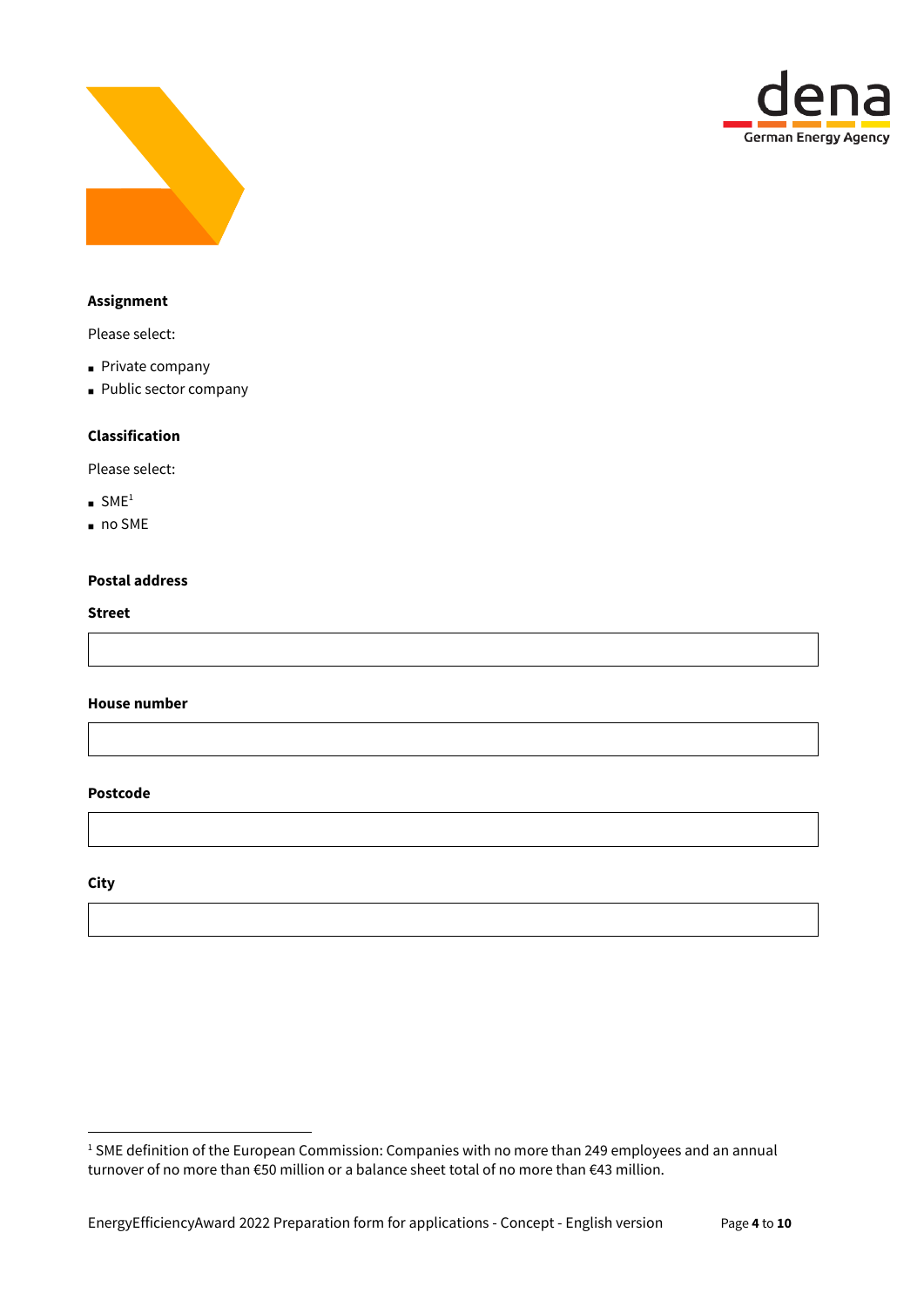**Assignment**

Please select:

- Private company
- Public sector company

**Classification**

Please select:

- SME[1]
- no SME

**Postal address**

**Street**

**House number**

**Postcode**

**City**

[1] SME definition of the European Commission: Companies with no more than 249 employees and an annual turnover of no more than €50 million or a balance sheet total of no more than €43 million.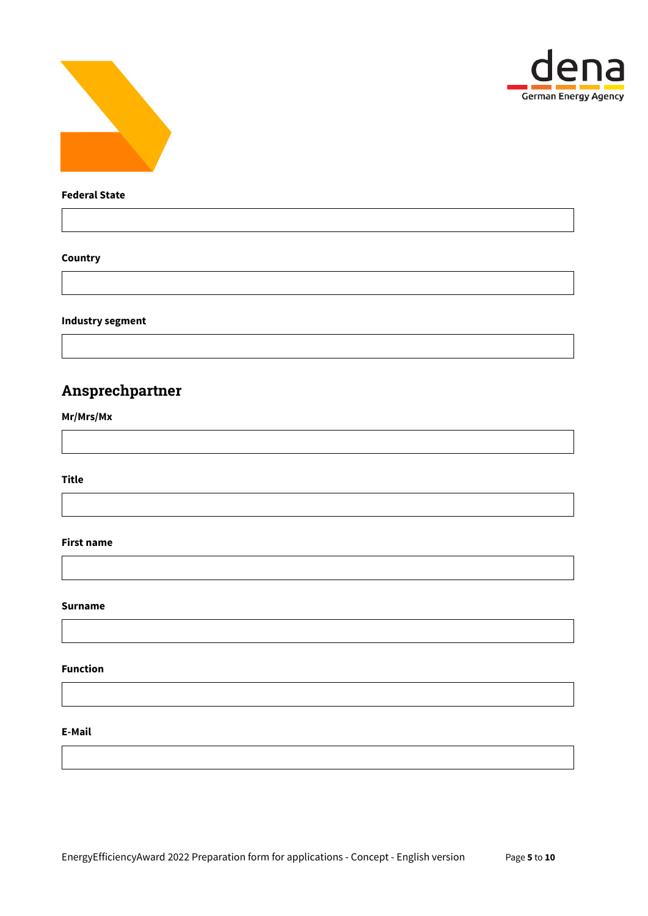**Federal State**

**Country**

**Industry segment**

## Ansprechpartner

**Mr/Mrs/Mx**

**Title**

**First name**

**Surname**

**Function**

**E-Mail**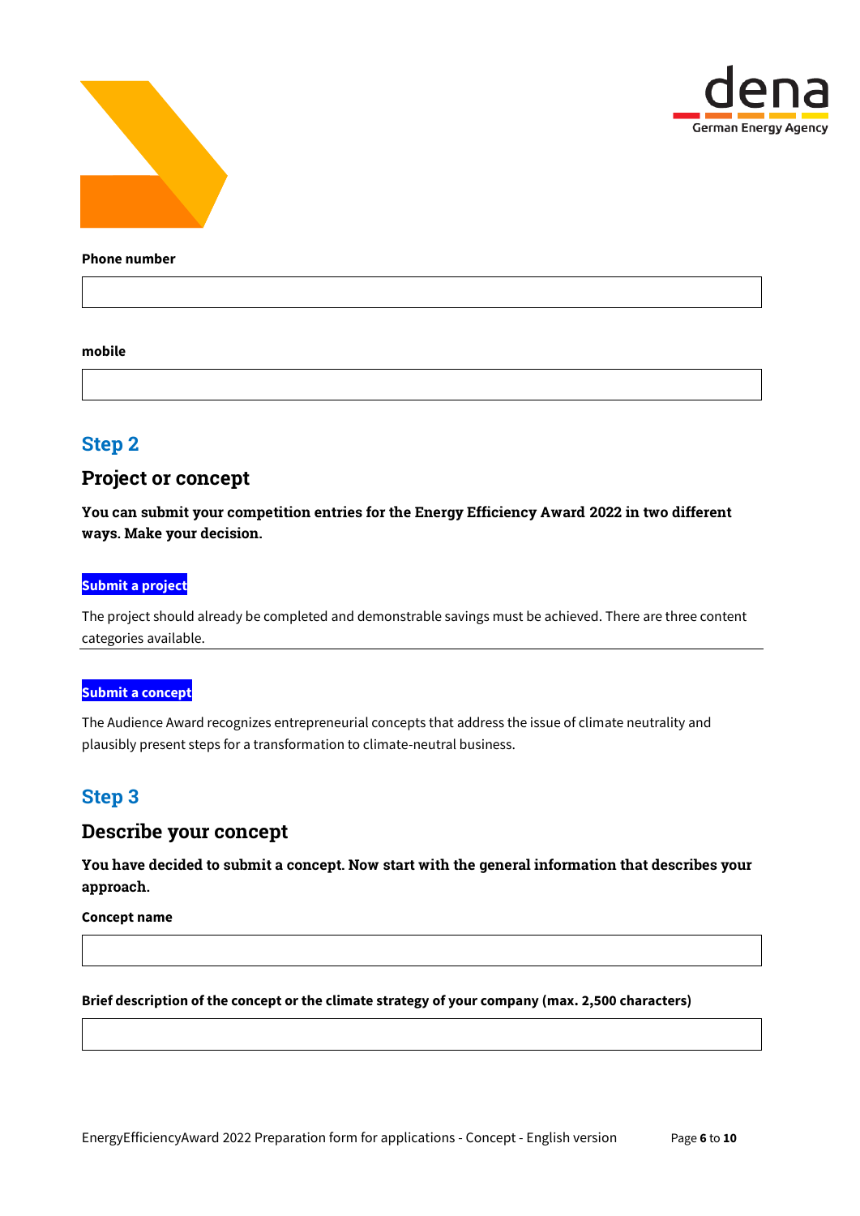**Phone number**

**mobile**

## Step 2

## Project or concept

**You can submit your competition entries for the Energy Efficiency Award 2022 in two different ways. Make your decision.**

**Submit a project**

The project should already be completed and demonstrable savings must be achieved. There are three content categories available.

**Submit a concept**

The Audience Award recognizes entrepreneurial concepts that address the issue of climate neutrality and plausibly present steps for a transformation to climate-neutral business.

## Step 3

## Describe your concept

**You have decided to submit a concept. Now start with the general information that describes your approach.**

**Concept name**

**Brief description of the concept or the climate strategy of your company (max. 2,500 characters)**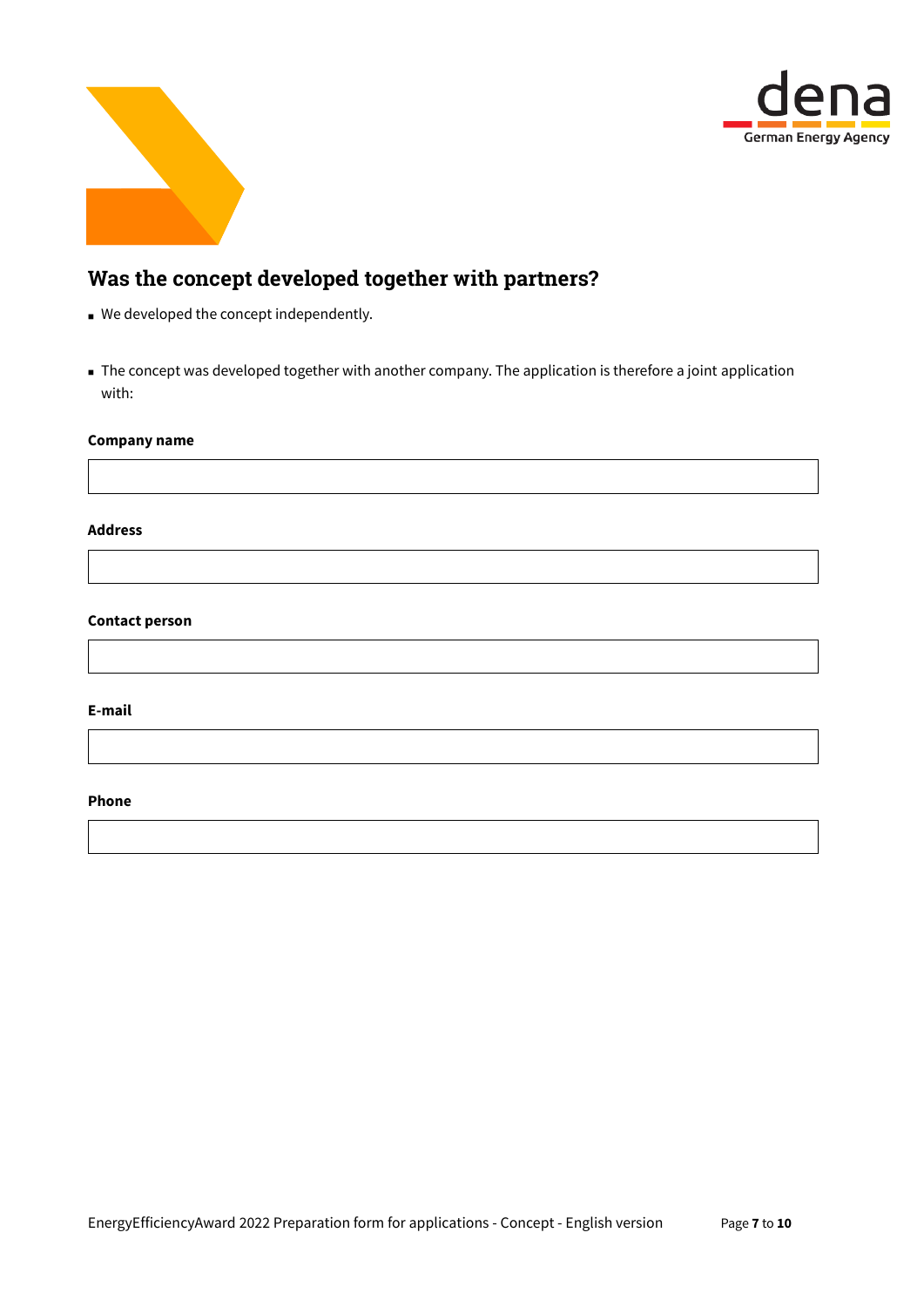## Was the concept developed together with partners?

- We developed the concept independently.

- The concept was developed together with another company. The application is therefore a joint application with:

**Company name**

**Address**

**Contact person**

**E-mail**

**Phone**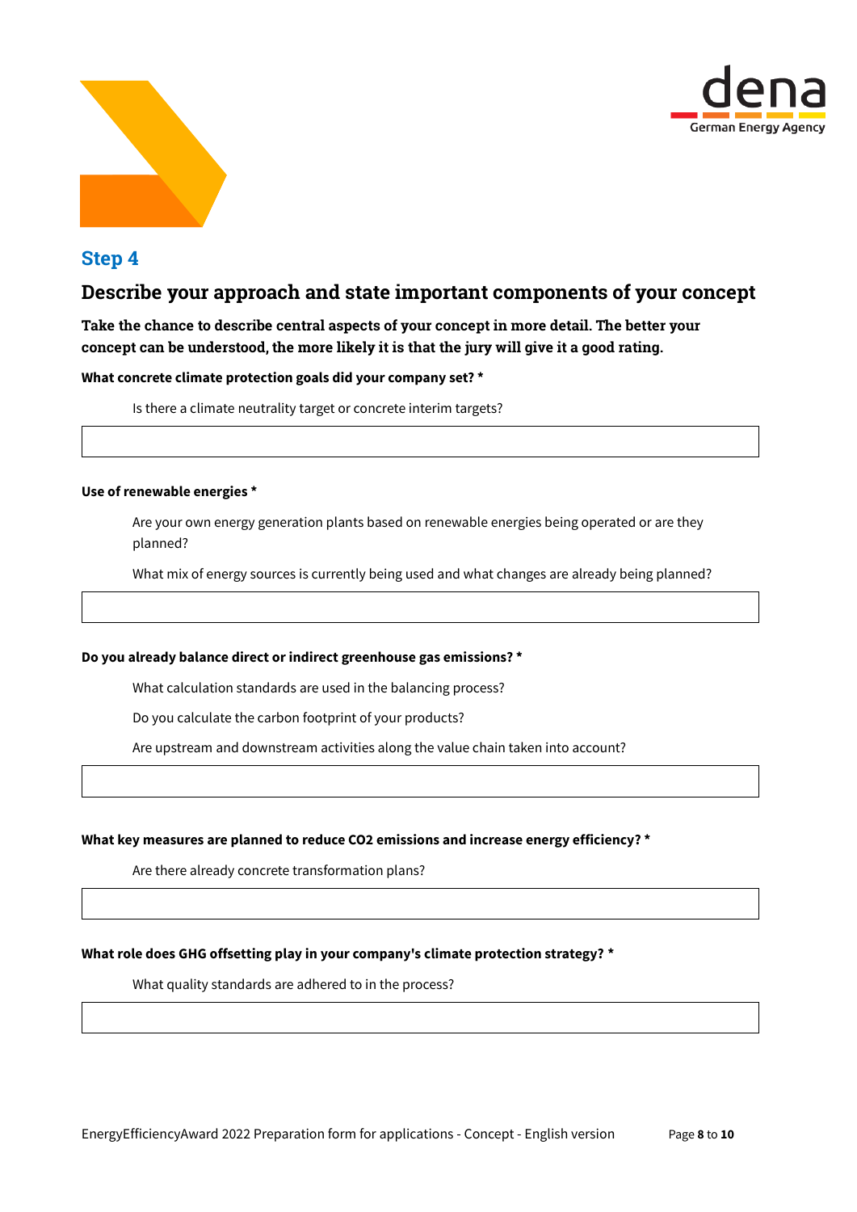## Step 4

### Describe your approach and state important components of your concept

**Take the chance to describe central aspects of your concept in more detail. The better your concept can be understood, the more likely it is that the jury will give it a good rating.**

**What concrete climate protection goals did your company set? ***

Is there a climate neutrality target or concrete interim targets?

**Use of renewable energies ***

Are your own energy generation plants based on renewable energies being operated or are they planned?

What mix of energy sources is currently being used and what changes are already being planned?

**Do you already balance direct or indirect greenhouse gas emissions? ***

What calculation standards are used in the balancing process?

Do you calculate the carbon footprint of your products?

Are upstream and downstream activities along the value chain taken into account?

**What key measures are planned to reduce $CO_2$ emissions and increase energy efficiency? ***

Are there already concrete transformation plans?

**What role does GHG offsetting play in your company's climate protection strategy? ***

What quality standards are adhered to in the process?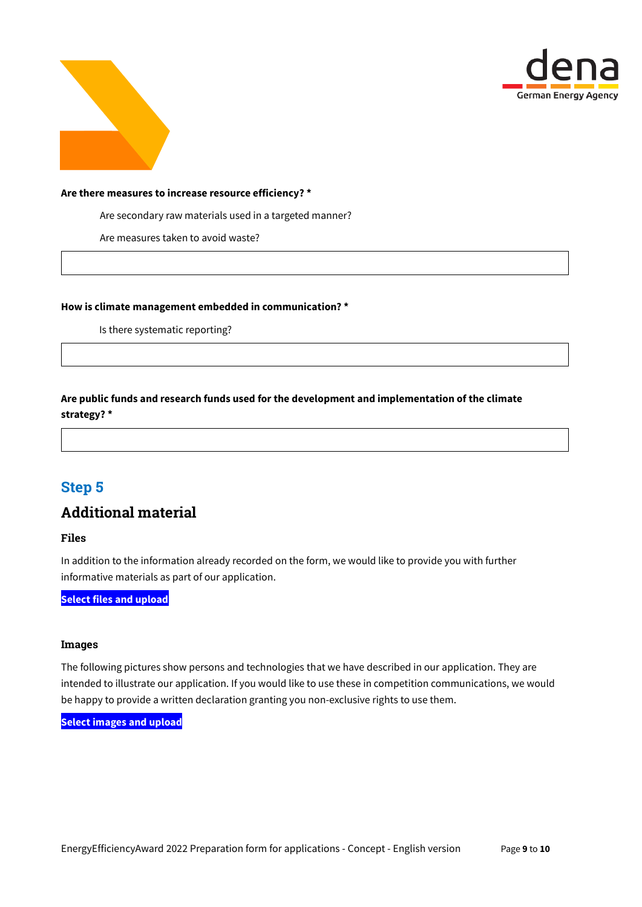**Are there measures to increase resource efficiency? ***

Are secondary raw materials used in a targeted manner?

Are measures taken to avoid waste?

**How is climate management embedded in communication? ***

Is there systematic reporting?

**Are public funds and research funds used for the development and implementation of the climate strategy? ***

## Step 5

## Additional material

### Files

In addition to the information already recorded on the form, we would like to provide you with further informative materials as part of our application.

**Select files and upload**

### Images

The following pictures show persons and technologies that we have described in our application. They are intended to illustrate our application. If you would like to use these in competition communications, we would be happy to provide a written declaration granting you non-exclusive rights to use them.

**Select images and upload**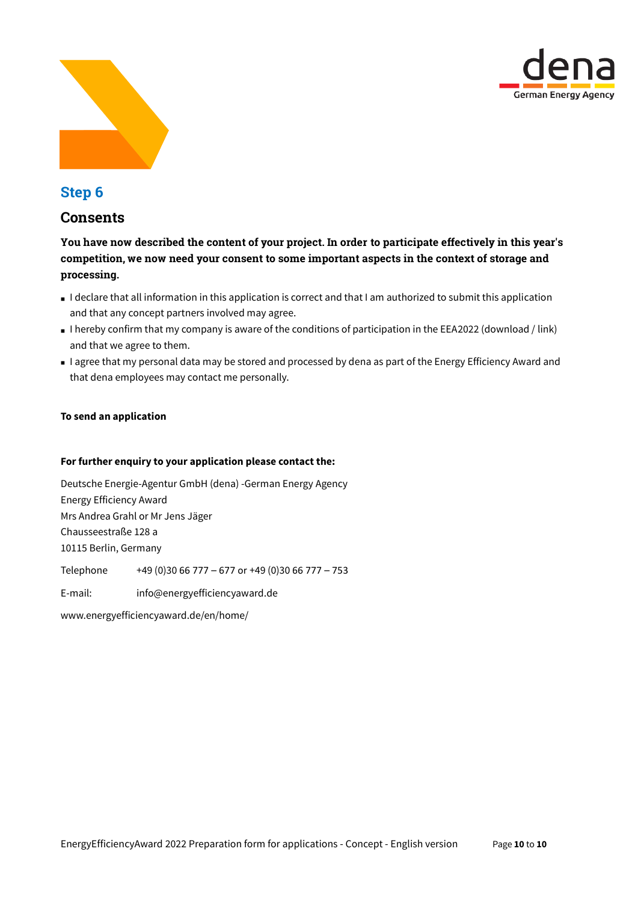## Step 6

## Consents

**You have now described the content of your project. In order to participate effectively in this year's competition, we now need your consent to some important aspects in the context of storage and processing.**

- I declare that all information in this application is correct and that I am authorized to submit this application and that any concept partners involved may agree.
- I hereby confirm that my company is aware of the conditions of participation in the EEA2022 (download / link) and that we agree to them.
- I agree that my personal data may be stored and processed by dena as part of the Energy Efficiency Award and that dena employees may contact me personally.

**To send an application**

**For further enquiry to your application please contact the:**

Deutsche Energie-Agentur GmbH (dena) -German Energy Agency
Energy Efficiency Award
Mrs Andrea Grahl or Mr Jens Jäger
Chausseestraße 128 a
10115 Berlin, Germany

Telephone +49 (0)30 66 777 – 677 or +49 (0)30 66 777 – 753

E-mail: info@energyefficiencyaward.de

www.energyefficiencyaward.de/en/home/